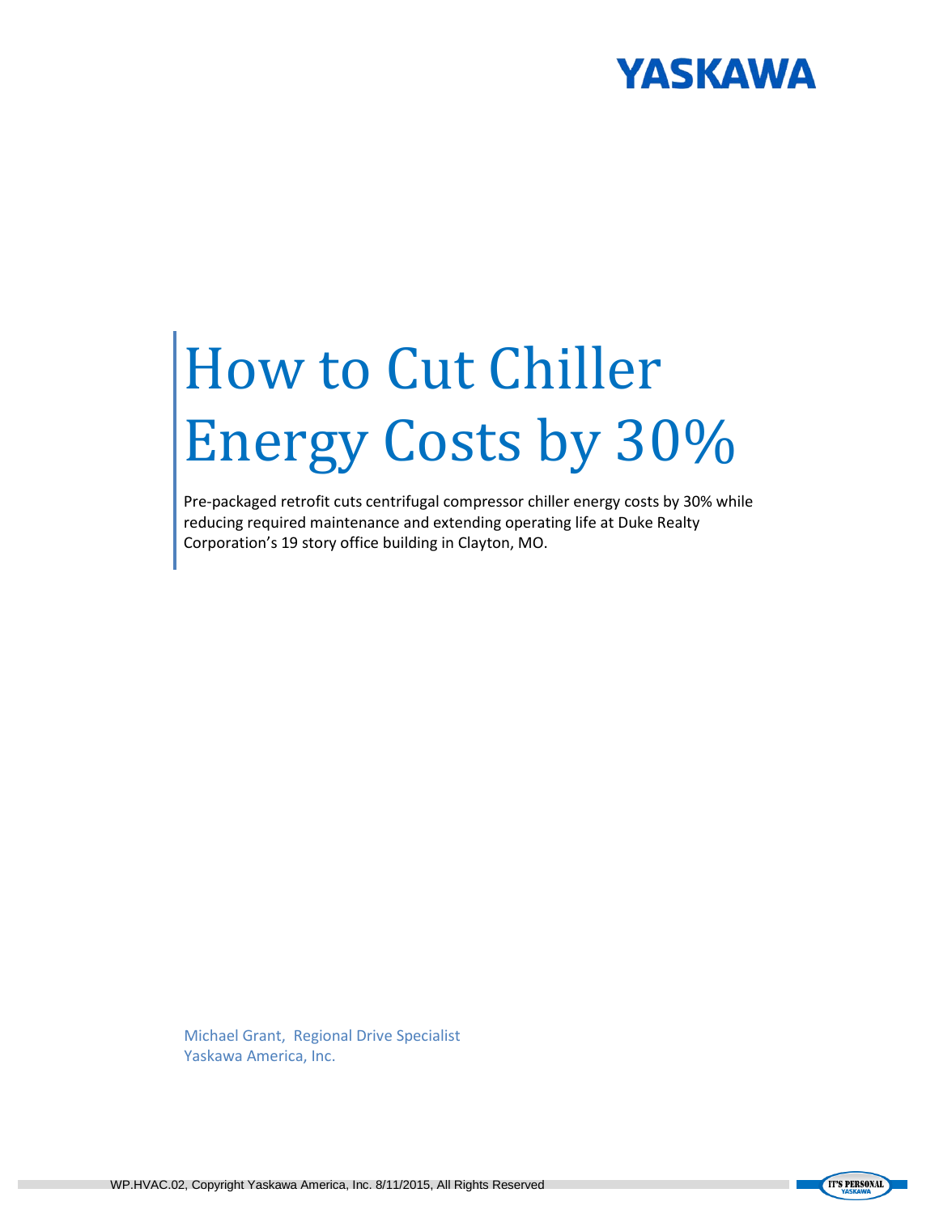# How to Cut Chiller Energy Costs by 30%

Pre-packaged retrofit cuts centrifugal compressor chiller energy costs by 30% while reducing required maintenance and extending operating life at Duke Realty Corporation's 19 story office building in Clayton, MO.

Michael Grant, Regional Drive Specialist
Yaskawa America, Inc.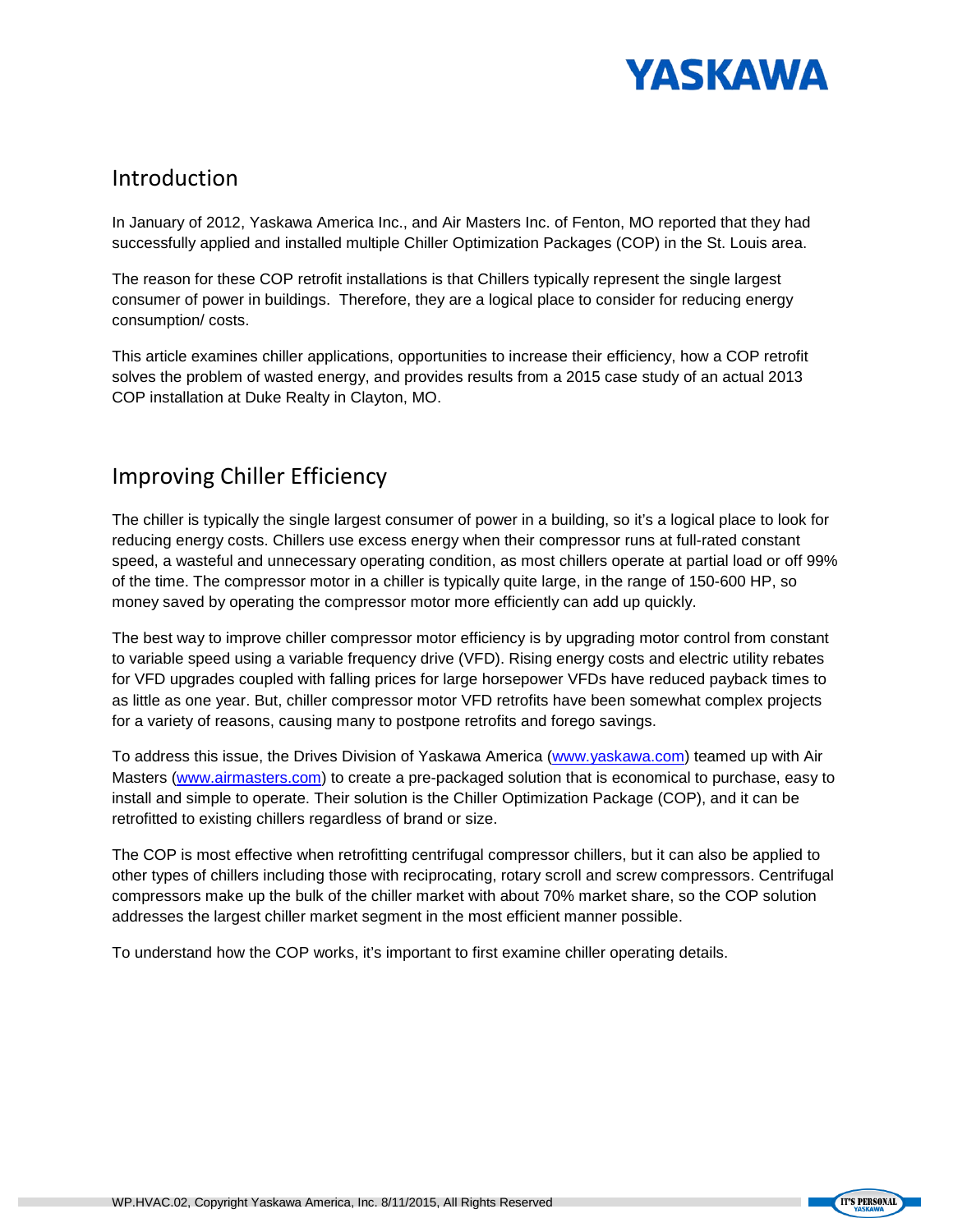## Introduction

In January of 2012, Yaskawa America Inc., and Air Masters Inc. of Fenton, MO reported that they had successfully applied and installed multiple Chiller Optimization Packages (COP) in the St. Louis area.

The reason for these COP retrofit installations is that Chillers typically represent the single largest consumer of power in buildings. Therefore, they are a logical place to consider for reducing energy consumption/ costs.

This article examines chiller applications, opportunities to increase their efficiency, how a COP retrofit solves the problem of wasted energy, and provides results from a 2015 case study of an actual 2013 COP installation at Duke Realty in Clayton, MO.

## Improving Chiller Efficiency

The chiller is typically the single largest consumer of power in a building, so it's a logical place to look for reducing energy costs. Chillers use excess energy when their compressor runs at full-rated constant speed, a wasteful and unnecessary operating condition, as most chillers operate at partial load or off 99% of the time. The compressor motor in a chiller is typically quite large, in the range of 150-600 HP, so money saved by operating the compressor motor more efficiently can add up quickly.

The best way to improve chiller compressor motor efficiency is by upgrading motor control from constant to variable speed using a variable frequency drive (VFD). Rising energy costs and electric utility rebates for VFD upgrades coupled with falling prices for large horsepower VFDs have reduced payback times to as little as one year. But, chiller compressor motor VFD retrofits have been somewhat complex projects for a variety of reasons, causing many to postpone retrofits and forego savings.

To address this issue, the Drives Division of Yaskawa America (www.yaskawa.com) teamed up with Air Masters (www.airmasters.com) to create a pre-packaged solution that is economical to purchase, easy to install and simple to operate. Their solution is the Chiller Optimization Package (COP), and it can be retrofitted to existing chillers regardless of brand or size.

The COP is most effective when retrofitting centrifugal compressor chillers, but it can also be applied to other types of chillers including those with reciprocating, rotary scroll and screw compressors. Centrifugal compressors make up the bulk of the chiller market with about 70% market share, so the COP solution addresses the largest chiller market segment in the most efficient manner possible.

To understand how the COP works, it's important to first examine chiller operating details.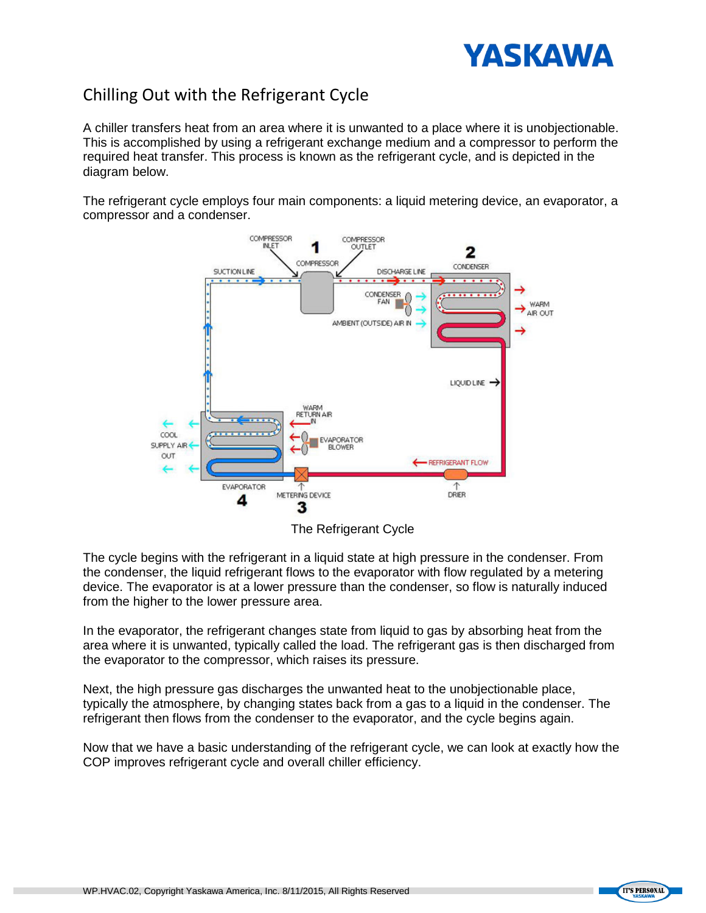## Chilling Out with the Refrigerant Cycle

A chiller transfers heat from an area where it is unwanted to a place where it is unobjectionable. This is accomplished by using a refrigerant exchange medium and a compressor to perform the required heat transfer. This process is known as the refrigerant cycle, and is depicted in the diagram below.

The refrigerant cycle employs four main components: a liquid metering device, an evaporator, a compressor and a condenser.

The Refrigerant Cycle

The cycle begins with the refrigerant in a liquid state at high pressure in the condenser. From the condenser, the liquid refrigerant flows to the evaporator with flow regulated by a metering device. The evaporator is at a lower pressure than the condenser, so flow is naturally induced from the higher to the lower pressure area.

In the evaporator, the refrigerant changes state from liquid to gas by absorbing heat from the area where it is unwanted, typically called the load. The refrigerant gas is then discharged from the evaporator to the compressor, which raises its pressure.

Next, the high pressure gas discharges the unwanted heat to the unobjectionable place, typically the atmosphere, by changing states back from a gas to a liquid in the condenser. The refrigerant then flows from the condenser to the evaporator, and the cycle begins again.

Now that we have a basic understanding of the refrigerant cycle, we can look at exactly how the COP improves refrigerant cycle and overall chiller efficiency.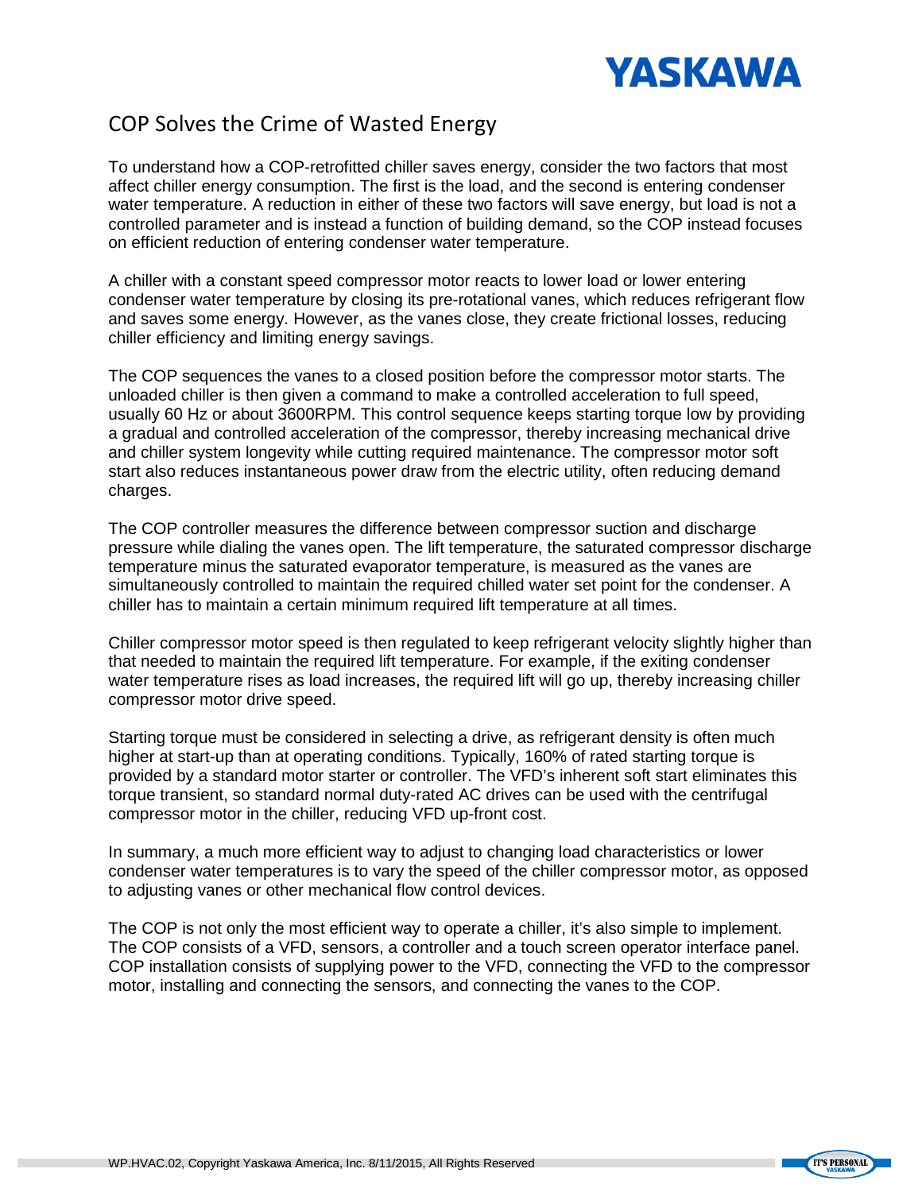## COP Solves the Crime of Wasted Energy

To understand how a COP-retrofitted chiller saves energy, consider the two factors that most affect chiller energy consumption. The first is the load, and the second is entering condenser water temperature. A reduction in either of these two factors will save energy, but load is not a controlled parameter and is instead a function of building demand, so the COP instead focuses on efficient reduction of entering condenser water temperature.

A chiller with a constant speed compressor motor reacts to lower load or lower entering condenser water temperature by closing its pre-rotational vanes, which reduces refrigerant flow and saves some energy. However, as the vanes close, they create frictional losses, reducing chiller efficiency and limiting energy savings.

The COP sequences the vanes to a closed position before the compressor motor starts. The unloaded chiller is then given a command to make a controlled acceleration to full speed, usually 60 Hz or about 3600RPM. This control sequence keeps starting torque low by providing a gradual and controlled acceleration of the compressor, thereby increasing mechanical drive and chiller system longevity while cutting required maintenance. The compressor motor soft start also reduces instantaneous power draw from the electric utility, often reducing demand charges.

The COP controller measures the difference between compressor suction and discharge pressure while dialing the vanes open. The lift temperature, the saturated compressor discharge temperature minus the saturated evaporator temperature, is measured as the vanes are simultaneously controlled to maintain the required chilled water set point for the condenser. A chiller has to maintain a certain minimum required lift temperature at all times.

Chiller compressor motor speed is then regulated to keep refrigerant velocity slightly higher than that needed to maintain the required lift temperature. For example, if the exiting condenser water temperature rises as load increases, the required lift will go up, thereby increasing chiller compressor motor drive speed.

Starting torque must be considered in selecting a drive, as refrigerant density is often much higher at start-up than at operating conditions. Typically, 160% of rated starting torque is provided by a standard motor starter or controller. The VFD's inherent soft start eliminates this torque transient, so standard normal duty-rated AC drives can be used with the centrifugal compressor motor in the chiller, reducing VFD up-front cost.

In summary, a much more efficient way to adjust to changing load characteristics or lower condenser water temperatures is to vary the speed of the chiller compressor motor, as opposed to adjusting vanes or other mechanical flow control devices.

The COP is not only the most efficient way to operate a chiller, it's also simple to implement. The COP consists of a VFD, sensors, a controller and a touch screen operator interface panel. COP installation consists of supplying power to the VFD, connecting the VFD to the compressor motor, installing and connecting the sensors, and connecting the vanes to the COP.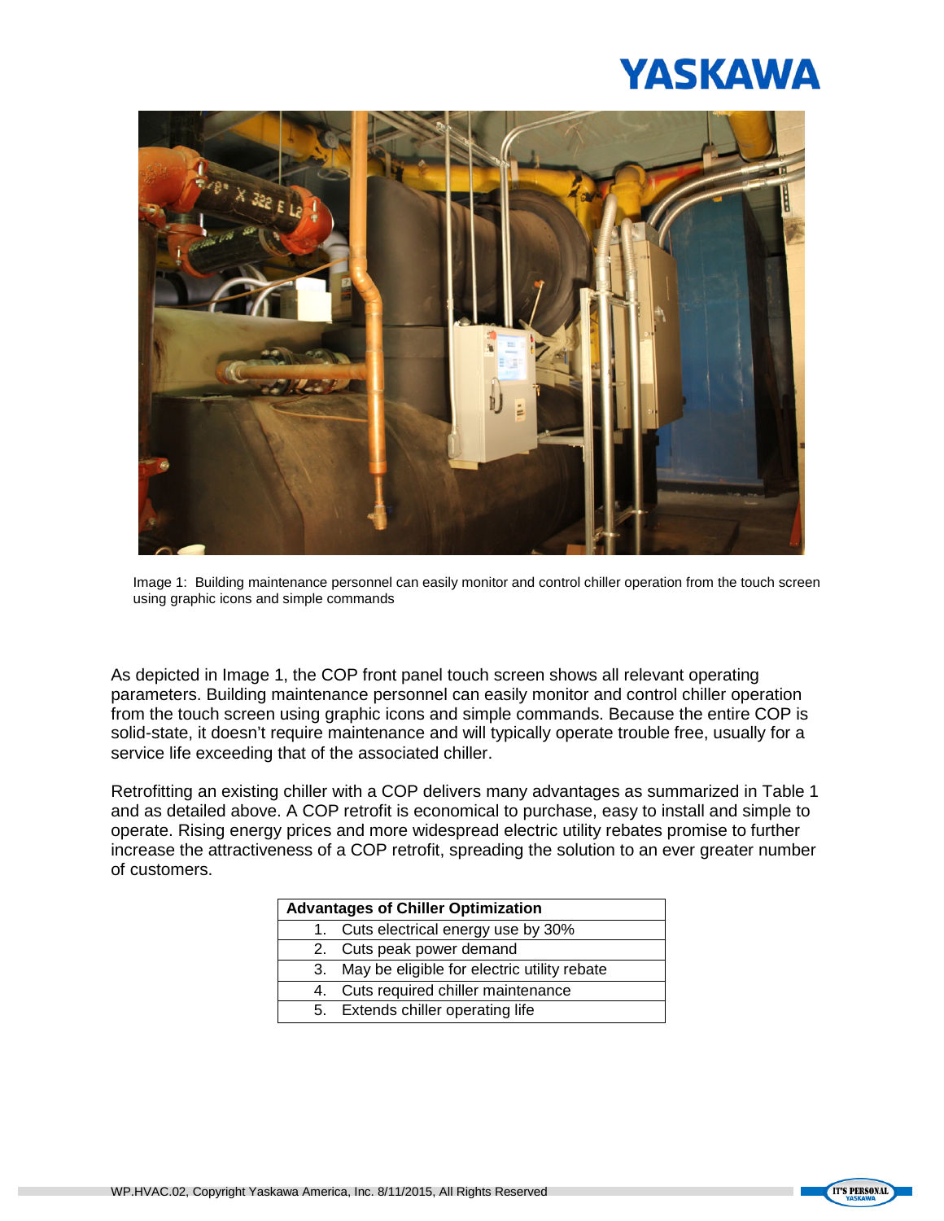Image 1: Building maintenance personnel can easily monitor and control chiller operation from the touch screen using graphic icons and simple commands

As depicted in Image 1, the COP front panel touch screen shows all relevant operating parameters. Building maintenance personnel can easily monitor and control chiller operation from the touch screen using graphic icons and simple commands. Because the entire COP is solid-state, it doesn't require maintenance and will typically operate trouble free, usually for a service life exceeding that of the associated chiller.

Retrofitting an existing chiller with a COP delivers many advantages as summarized in Table 1 and as detailed above. A COP retrofit is economical to purchase, easy to install and simple to operate. Rising energy prices and more widespread electric utility rebates promise to further increase the attractiveness of a COP retrofit, spreading the solution to an ever greater number of customers.

| Advantages of Chiller Optimization |
|---|
| 1. Cuts electrical energy use by 30% |
| 2. Cuts peak power demand |
| 3. May be eligible for electric utility rebate |
| 4. Cuts required chiller maintenance |
| 5. Extends chiller operating life |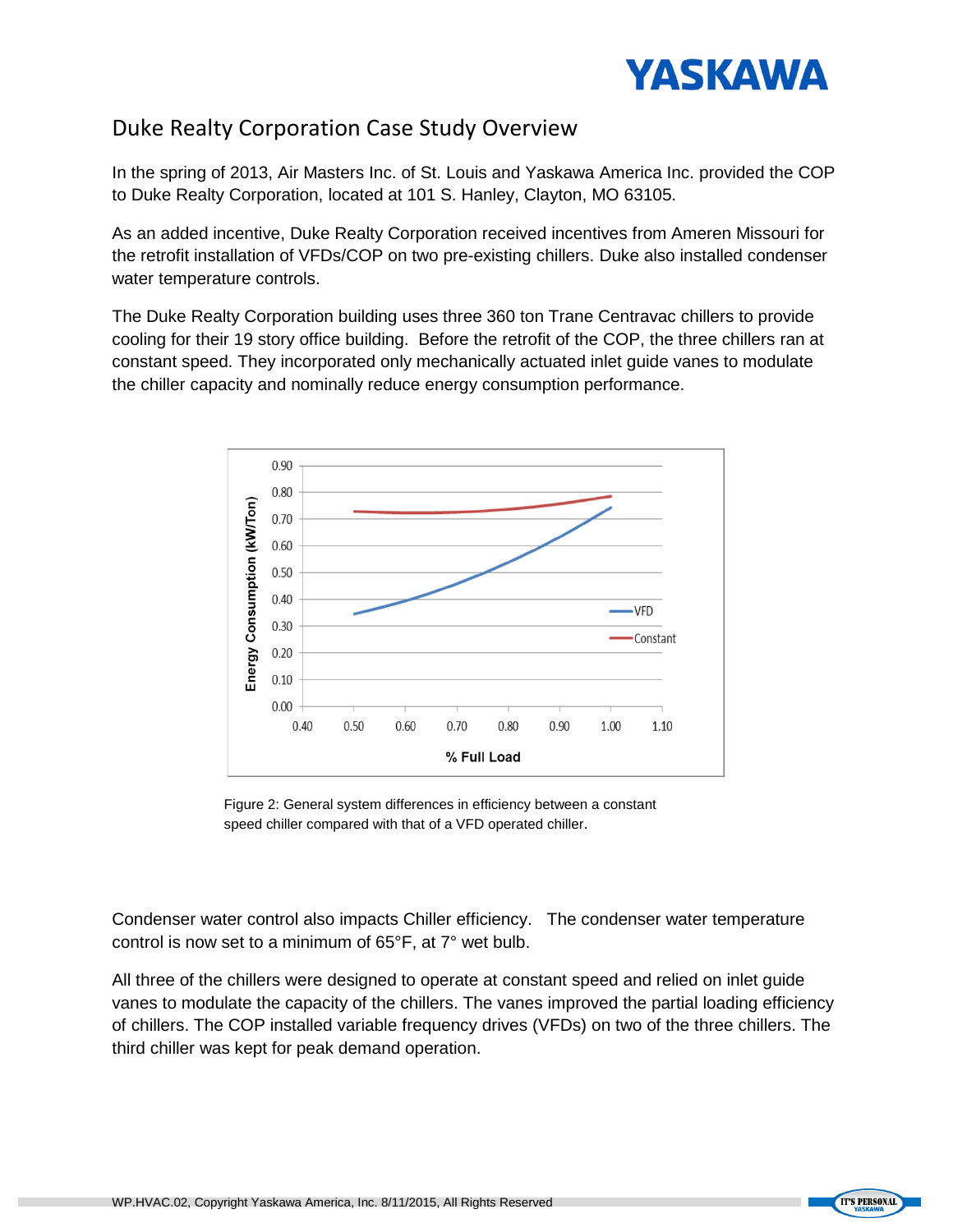## Duke Realty Corporation Case Study Overview

In the spring of 2013, Air Masters Inc. of St. Louis and Yaskawa America Inc. provided the COP to Duke Realty Corporation, located at 101 S. Hanley, Clayton, MO 63105.

As an added incentive, Duke Realty Corporation received incentives from Ameren Missouri for the retrofit installation of VFDs/COP on two pre-existing chillers. Duke also installed condenser water temperature controls.

The Duke Realty Corporation building uses three 360 ton Trane Centravac chillers to provide cooling for their 19 story office building. Before the retrofit of the COP, the three chillers ran at constant speed. They incorporated only mechanically actuated inlet guide vanes to modulate the chiller capacity and nominally reduce energy consumption performance.

Figure 2: General system differences in efficiency between a constant speed chiller compared with that of a VFD operated chiller.

Condenser water control also impacts Chiller efficiency. The condenser water temperature control is now set to a minimum of 65°F, at 7° wet bulb.

All three of the chillers were designed to operate at constant speed and relied on inlet guide vanes to modulate the capacity of the chillers. The vanes improved the partial loading efficiency of chillers. The COP installed variable frequency drives (VFDs) on two of the three chillers. The third chiller was kept for peak demand operation.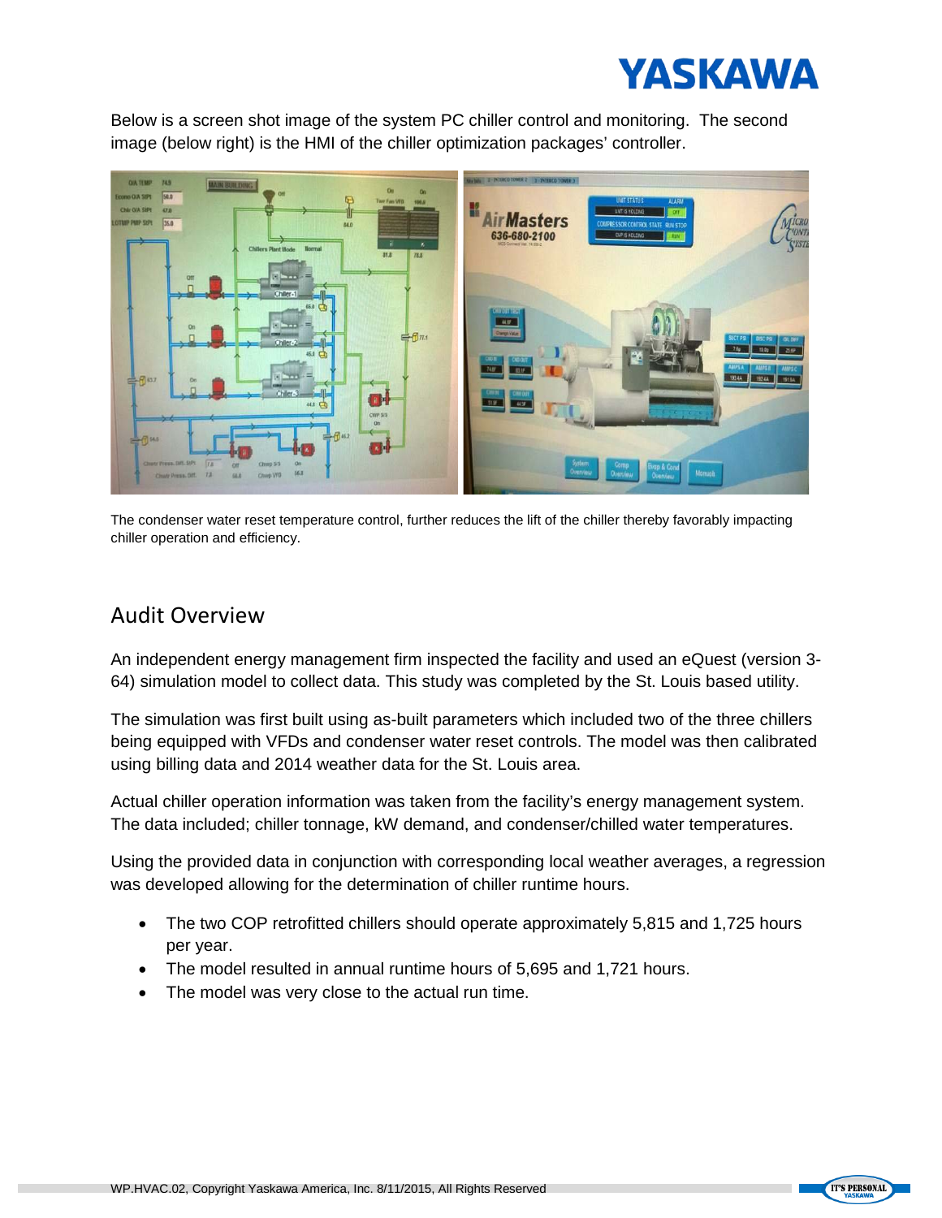Below is a screen shot image of the system PC chiller control and monitoring. The second image (below right) is the HMI of the chiller optimization packages' controller.

The condenser water reset temperature control, further reduces the lift of the chiller thereby favorably impacting chiller operation and efficiency.

## Audit Overview

An independent energy management firm inspected the facility and used an eQuest (version 3-64) simulation model to collect data. This study was completed by the St. Louis based utility.

The simulation was first built using as-built parameters which included two of the three chillers being equipped with VFDs and condenser water reset controls. The model was then calibrated using billing data and 2014 weather data for the St. Louis area.

Actual chiller operation information was taken from the facility's energy management system. The data included; chiller tonnage, kW demand, and condenser/chilled water temperatures.

Using the provided data in conjunction with corresponding local weather averages, a regression was developed allowing for the determination of chiller runtime hours.

- The two COP retrofitted chillers should operate approximately 5,815 and 1,725 hours per year.
- The model resulted in annual runtime hours of 5,695 and 1,721 hours.
- The model was very close to the actual run time.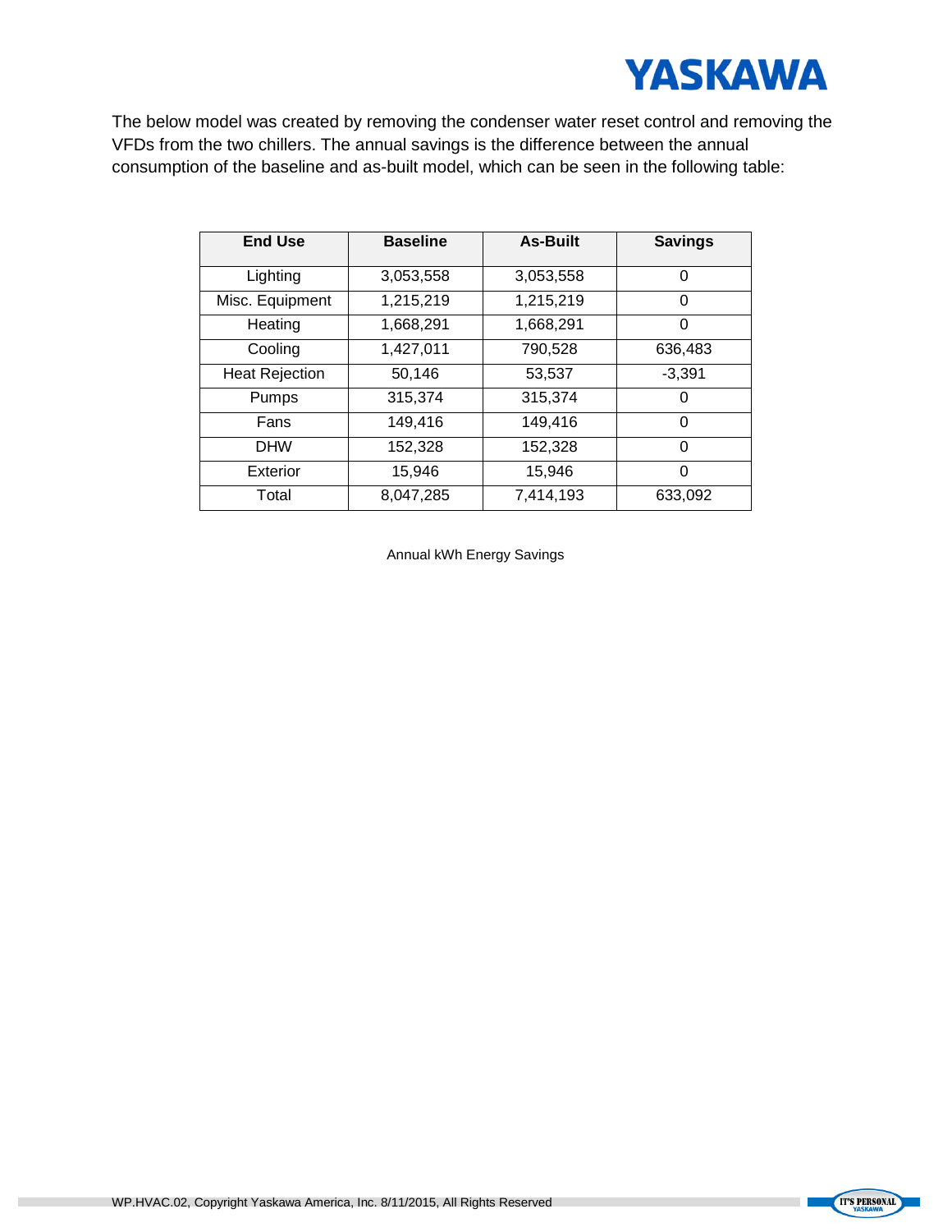The below model was created by removing the condenser water reset control and removing the VFDs from the two chillers. The annual savings is the difference between the annual consumption of the baseline and as-built model, which can be seen in the following table:

| End Use | Baseline | As-Built | Savings |
|---|---|---|---|
| Lighting | 3,053,558 | 3,053,558 | 0 |
| Misc. Equipment | 1,215,219 | 1,215,219 | 0 |
| Heating | 1,668,291 | 1,668,291 | 0 |
| Cooling | 1,427,011 | 790,528 | 636,483 |
| Heat Rejection | 50,146 | 53,537 | -3,391 |
| Pumps | 315,374 | 315,374 | 0 |
| Fans | 149,416 | 149,416 | 0 |
| DHW | 152,328 | 152,328 | 0 |
| Exterior | 15,946 | 15,946 | 0 |
| Total | 8,047,285 | 7,414,193 | 633,092 |

Annual kWh Energy Savings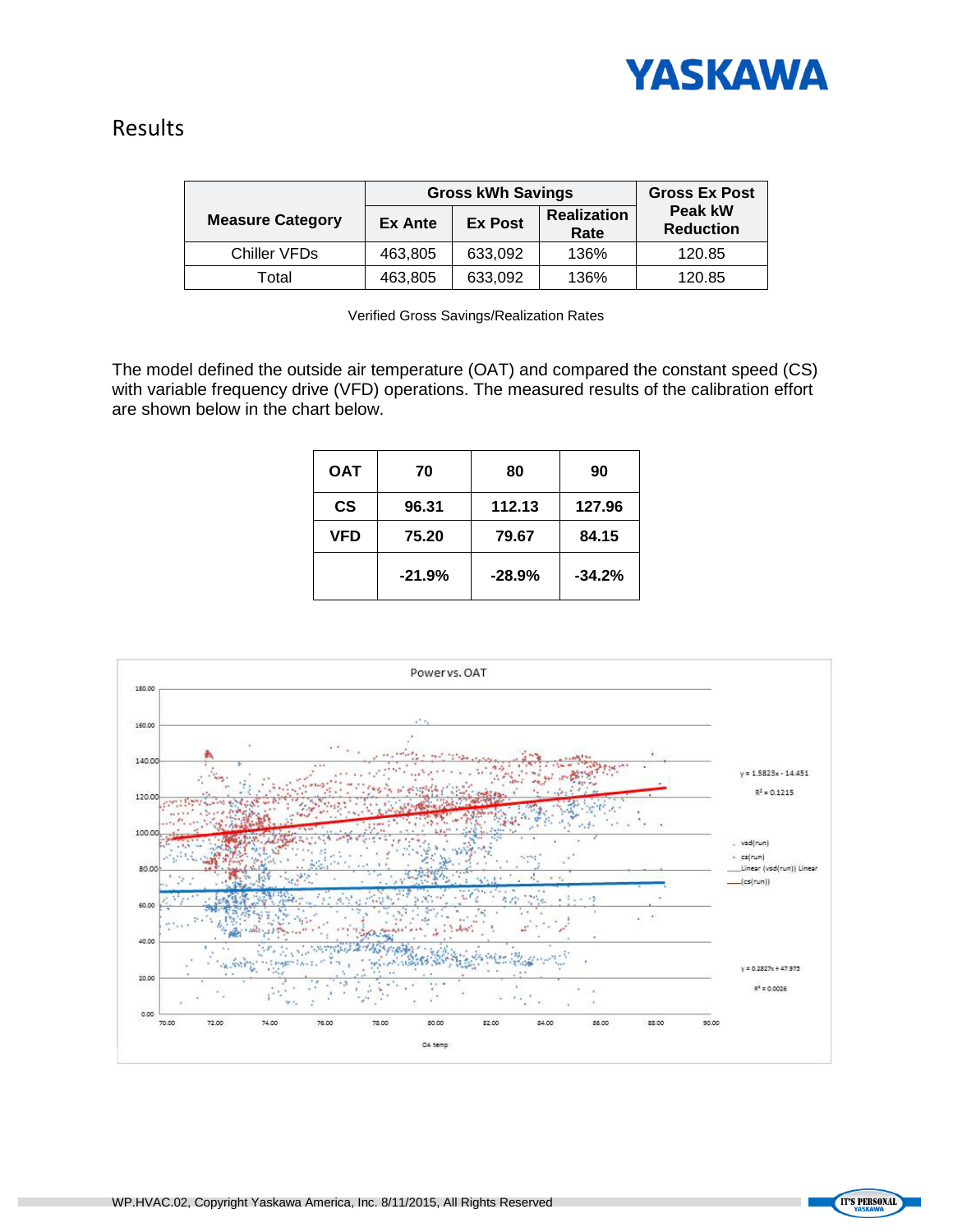## Results

| Measure Category | Gross kWh Savings | | | Gross Ex Post Peak kW Reduction |
|---|---|---|---|---|
| | Ex Ante | Ex Post | Realization Rate | |
| Chiller VFDs | 463,805 | 633,092 | 136% | 120.85 |
| Total | 463,805 | 633,092 | 136% | 120.85 |

Verified Gross Savings/Realization Rates

The model defined the outside air temperature (OAT) and compared the constant speed (CS) with variable frequency drive (VFD) operations. The measured results of the calibration effort are shown below in the chart below.

| OAT | 70 | 80 | 90 |
|---|---|---|---|
| CS | 96.31 | 112.13 | 127.96 |
| VFD | 75.20 | 79.67 | 84.15 |
| | -21.9% | -28.9% | -34.2% |

Power vs. OAT

$y = 1.5823x - 14.451$, $R^2 = 0.1215$

$y = 0.2827x + 47.975$, $R^2 = 0.0026$

Legend: vsd(run), cs(run), Linear (vsd(run)) Linear (cs(run))

X-axis: OA temp (70.00–90.00); Y-axis: 0.00–180.00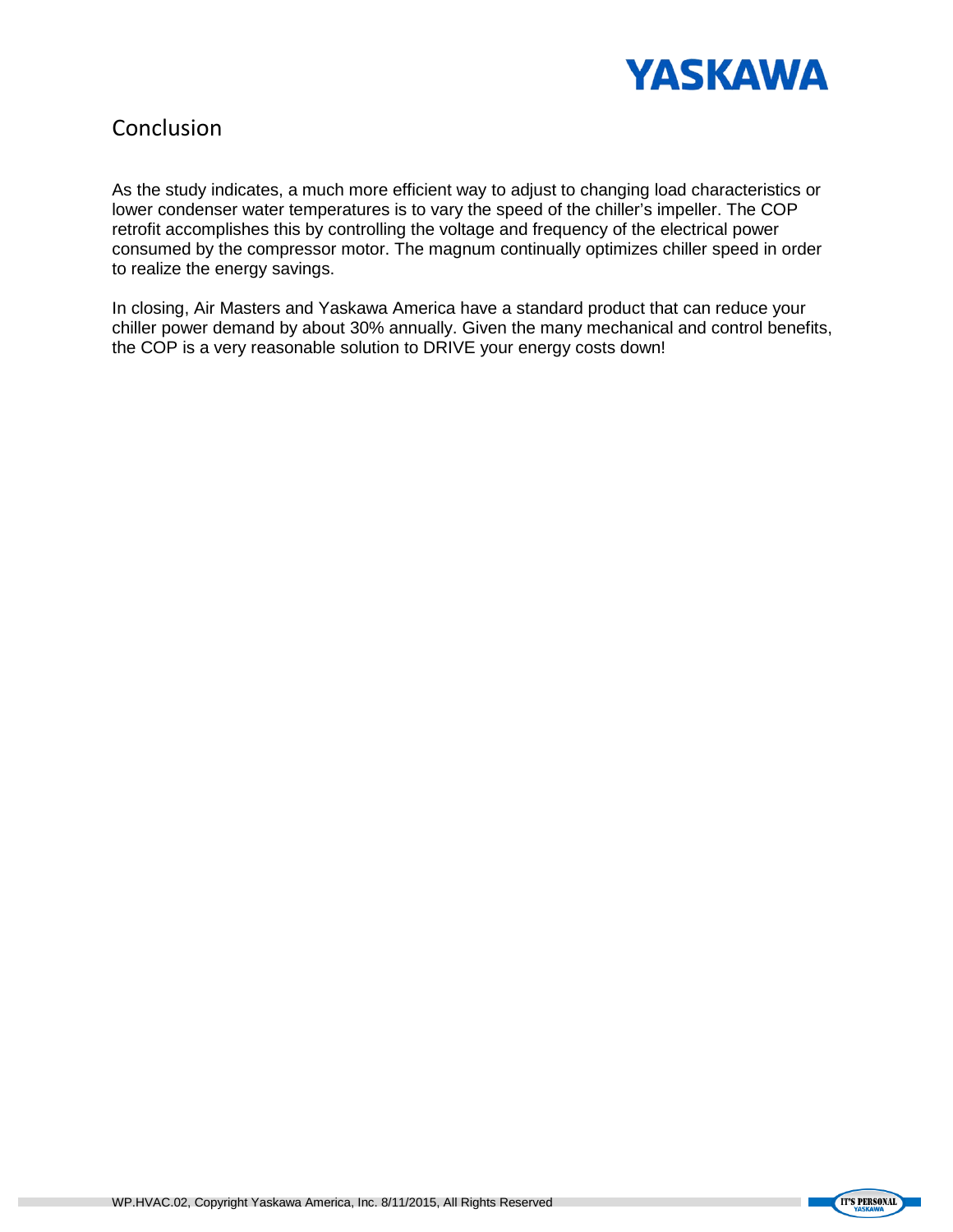## Conclusion

As the study indicates, a much more efficient way to adjust to changing load characteristics or lower condenser water temperatures is to vary the speed of the chiller's impeller. The COP retrofit accomplishes this by controlling the voltage and frequency of the electrical power consumed by the compressor motor. The magnum continually optimizes chiller speed in order to realize the energy savings.

In closing, Air Masters and Yaskawa America have a standard product that can reduce your chiller power demand by about 30% annually. Given the many mechanical and control benefits, the COP is a very reasonable solution to DRIVE your energy costs down!